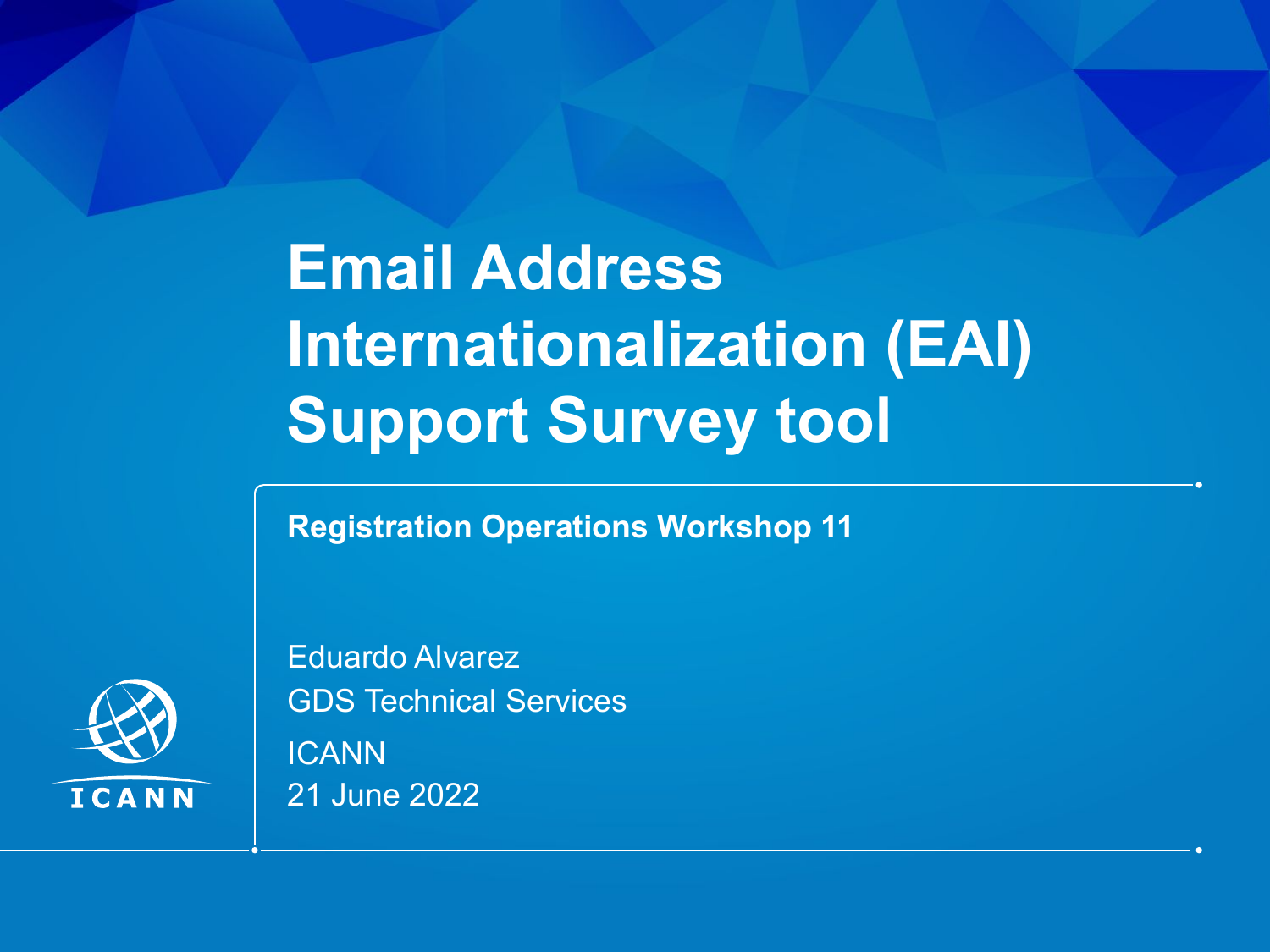# Email Address Internationalization (EAI) Support Survey tool

**Registration Operations Workshop 11**

Eduardo Alvarez
GDS Technical Services
ICANN
21 June 2022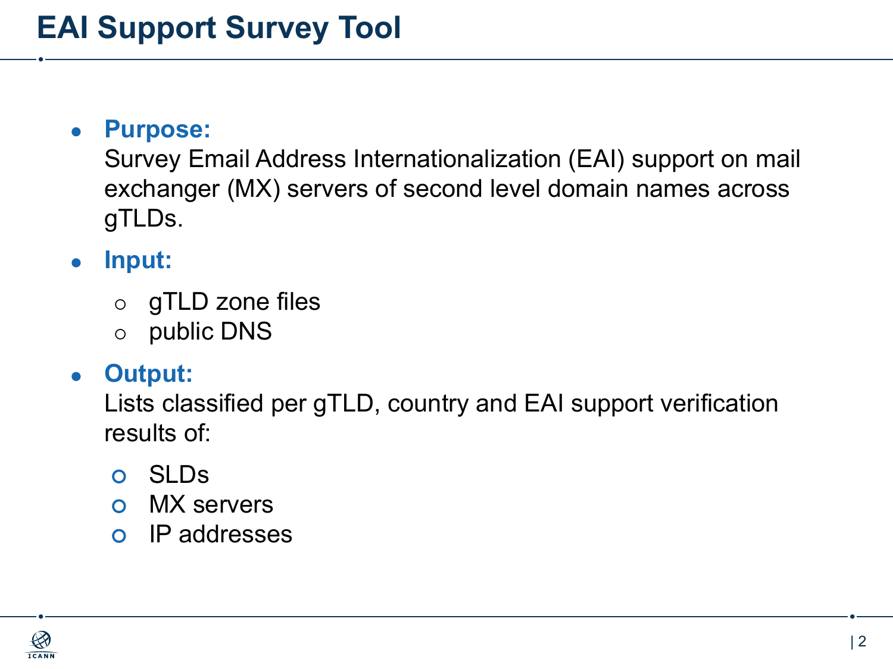# EAI Support Survey Tool

- **Purpose:**
  Survey Email Address Internationalization (EAI) support on mail exchanger (MX) servers of second level domain names across gTLDs.
- **Input:**
  - gTLD zone files
  - public DNS
- **Output:**
  Lists classified per gTLD, country and EAI support verification results of:
  - SLDs
  - MX servers
  - IP addresses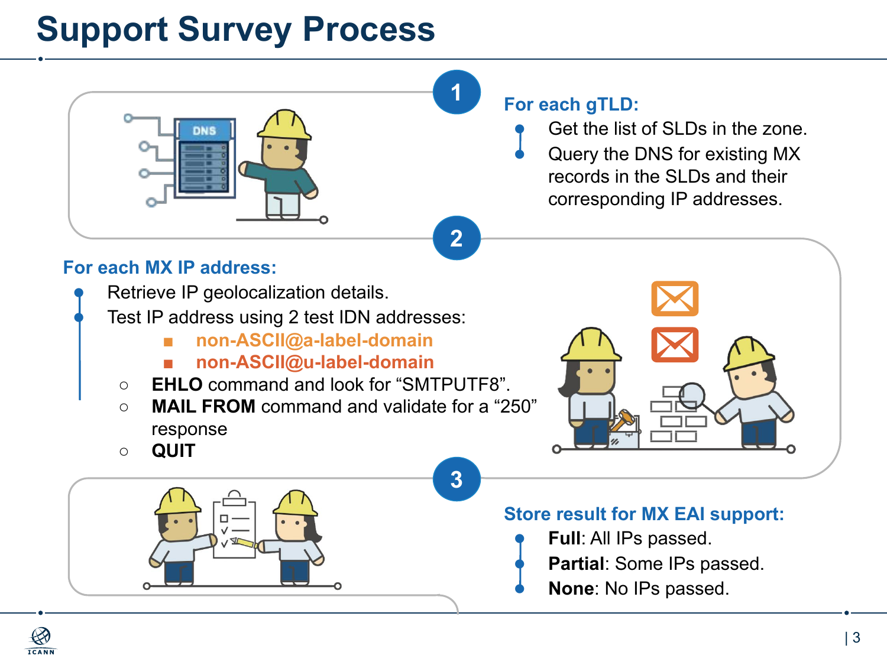# Support Survey Process

1

**For each gTLD:**

- Get the list of SLDs in the zone.
- Query the DNS for existing MX records in the SLDs and their corresponding IP addresses.

2

**For each MX IP address:**

- Retrieve IP geolocalization details.
- Test IP address using 2 test IDN addresses:
  - non-ASCII@a-label-domain
  - non-ASCII@u-label-domain
  - **EHLO** command and look for "SMTPUTF8".
  - **MAIL FROM** command and validate for a "250" response
  - **QUIT**

3

**Store result for MX EAI support:**

- **Full**: All IPs passed.
- **Partial**: Some IPs passed.
- **None**: No IPs passed.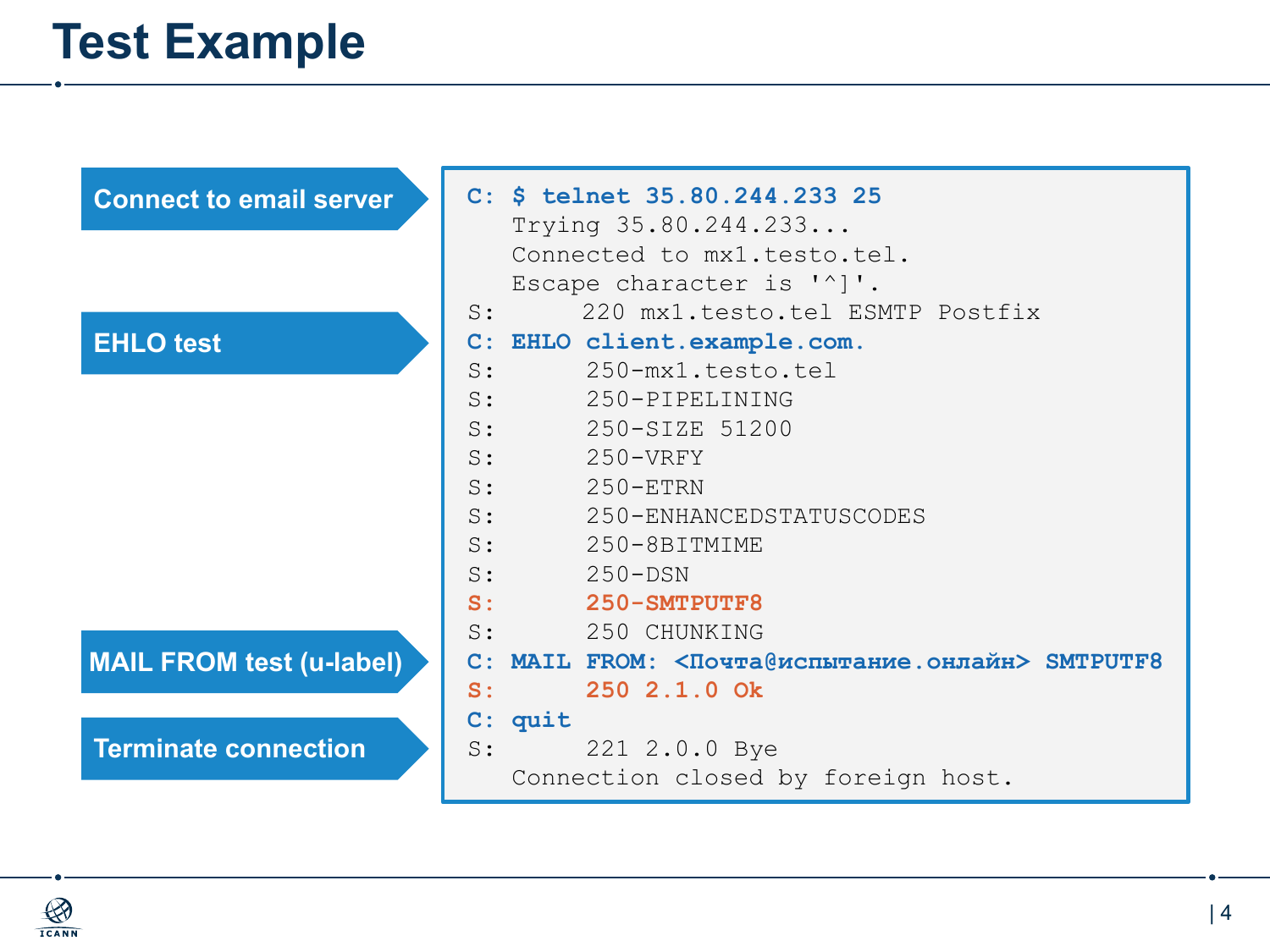# Test Example

**Connect to email server**

**EHLO test**

**MAIL FROM test (u-label)**

**Terminate connection**

```
C: $ telnet 35.80.244.233 25
   Trying 35.80.244.233...
   Connected to mx1.testo.tel.
   Escape character is '^]'.
S:     220 mx1.testo.tel ESMTP Postfix
C: EHLO client.example.com.
S:      250-mx1.testo.tel
S:      250-PIPELINING
S:      250-SIZE 51200
S:      250-VRFY
S:      250-ETRN
S:      250-ENHANCEDSTATUSCODES
S:      250-8BITMIME
S:      250-DSN
S:      250-SMTPUTF8
S:      250 CHUNKING
C: MAIL FROM: <Почта@испытание.онлайн> SMTPUTF8
S:      250 2.1.0 Ok
C: quit
S:      221 2.0.0 Bye
   Connection closed by foreign host.
```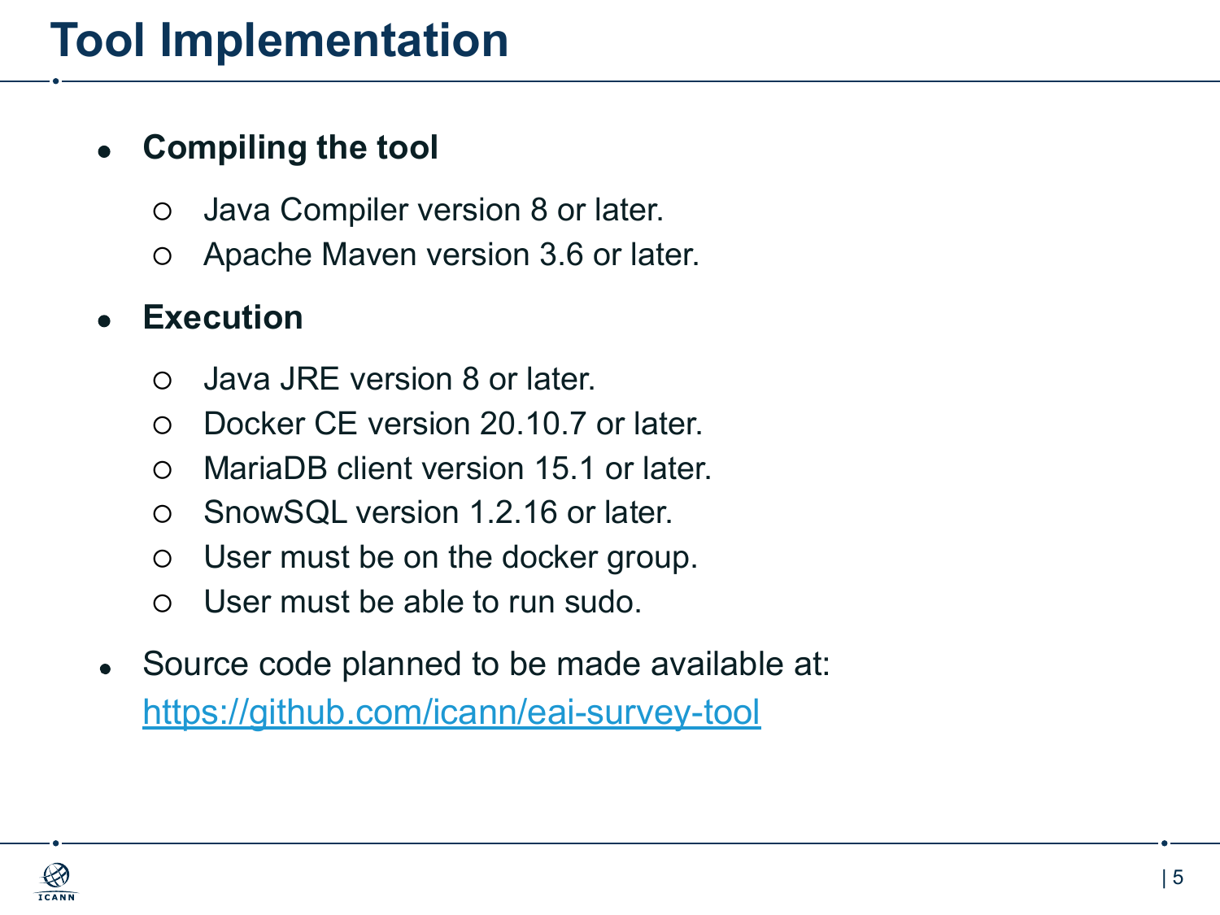# Tool Implementation

- **Compiling the tool**
  - Java Compiler version 8 or later.
  - Apache Maven version 3.6 or later.
- **Execution**
  - Java JRE version 8 or later.
  - Docker CE version 20.10.7 or later.
  - MariaDB client version 15.1 or later.
  - SnowSQL version 1.2.16 or later.
  - User must be on the docker group.
  - User must be able to run sudo.
- Source code planned to be made available at: [https://github.com/icann/eai-survey-tool](https://github.com/icann/eai-survey-tool)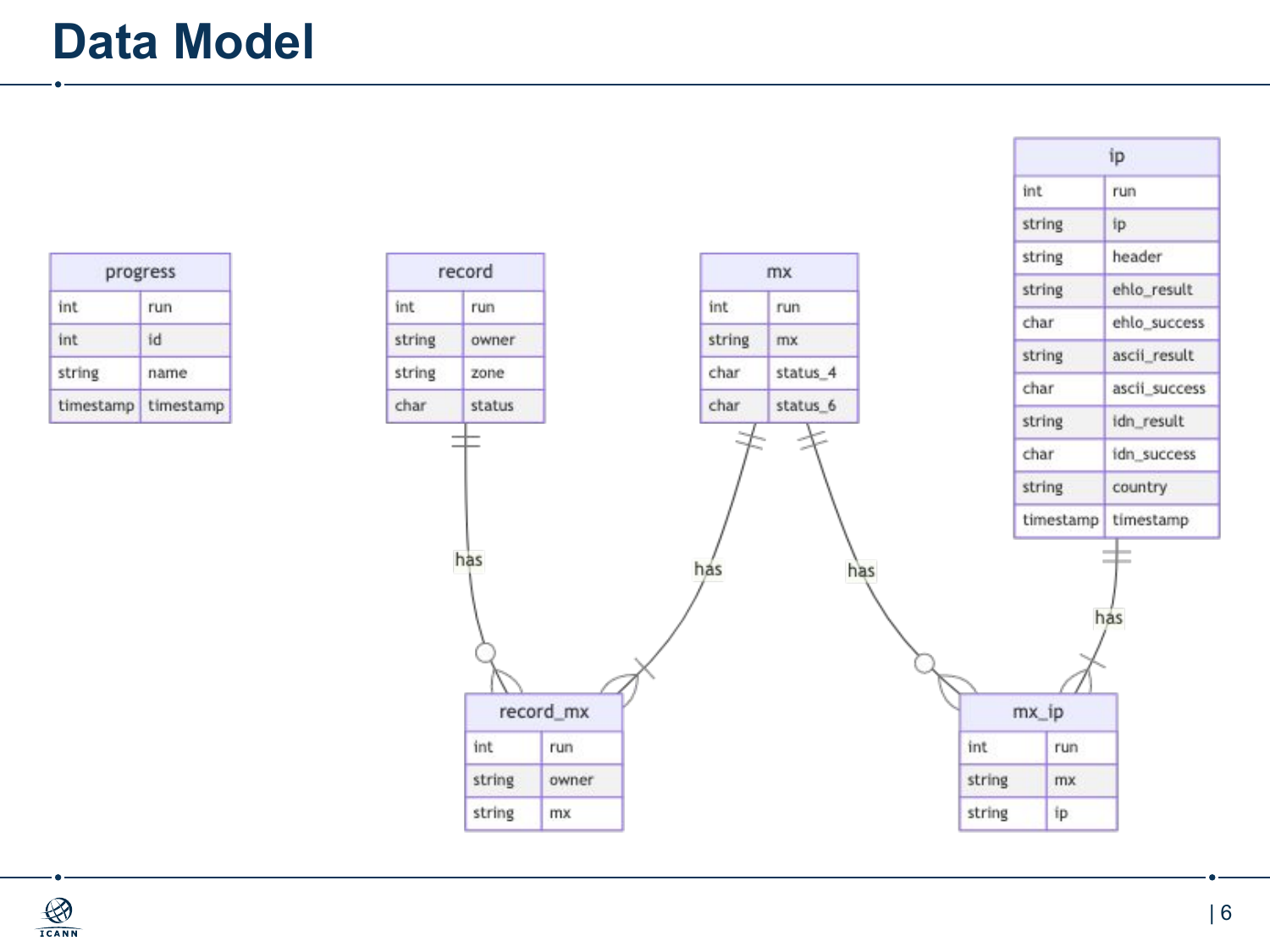# Data Model

**progress**

| type | field |
|---|---|
| int | run |
| int | id |
| string | name |
| timestamp | timestamp |

**record**

| type | field |
|---|---|
| int | run |
| string | owner |
| string | zone |
| char | status |

**mx**

| type | field |
|---|---|
| int | run |
| string | mx |
| char | status_4 |
| char | status_6 |

**ip**

| type | field |
|---|---|
| int | run |
| string | ip |
| string | header |
| string | ehlo_result |
| char | ehlo_success |
| string | ascii_result |
| char | ascii_success |
| string | idn_result |
| char | idn_success |
| string | country |
| timestamp | timestamp |

**record_mx**

| type | field |
|---|---|
| int | run |
| string | owner |
| string | mx |

**mx_ip**

| type | field |
|---|---|
| int | run |
| string | mx |
| string | ip |

Relationships:

- record has record_mx
- mx has record_mx
- mx has mx_ip
- ip has mx_ip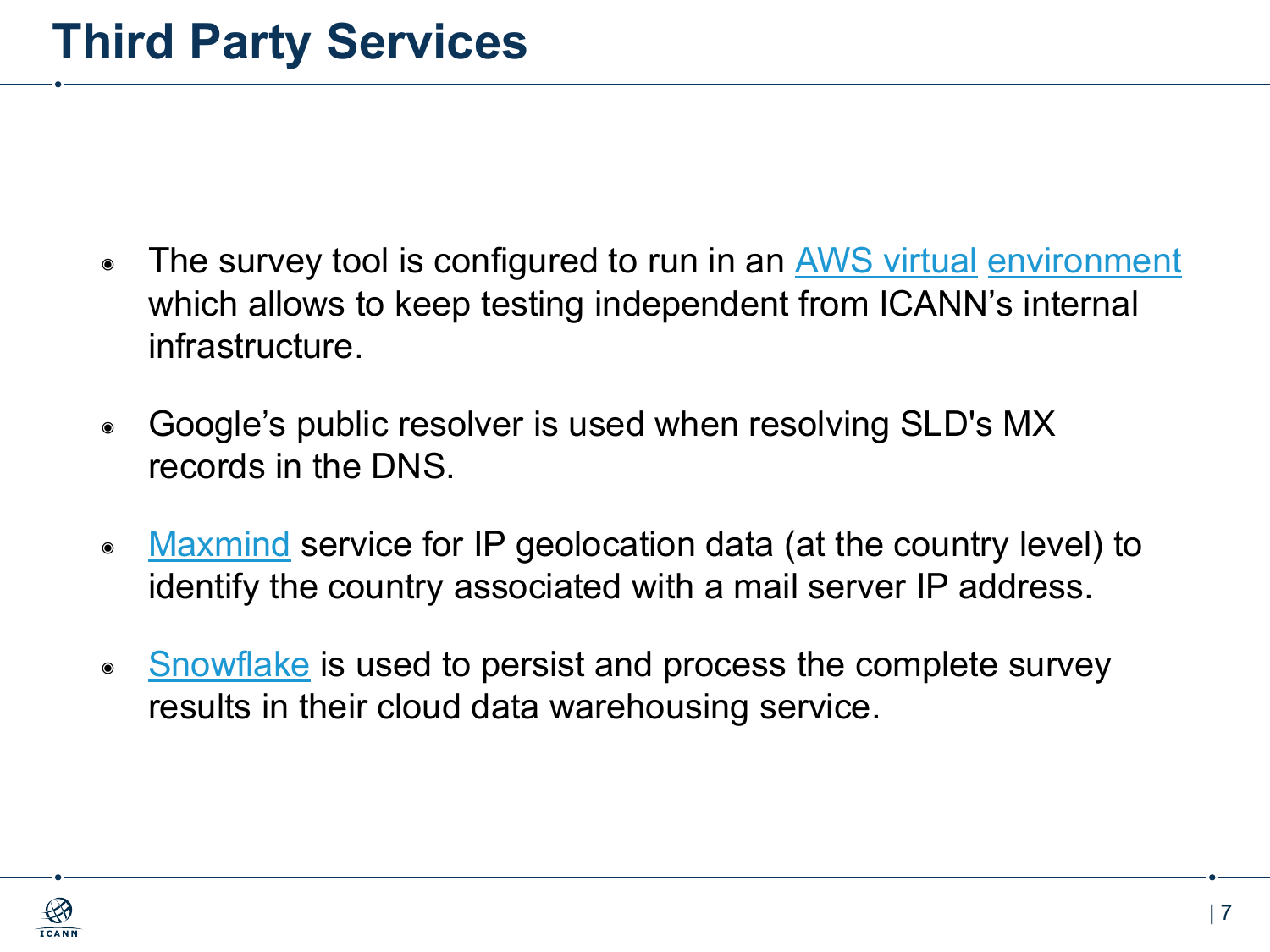# Third Party Services

- The survey tool is configured to run in an AWS virtual environment which allows to keep testing independent from ICANN's internal infrastructure.

- Google's public resolver is used when resolving SLD's MX records in the DNS.

- Maxmind service for IP geolocation data (at the country level) to identify the country associated with a mail server IP address.

- Snowflake is used to persist and process the complete survey results in their cloud data warehousing service.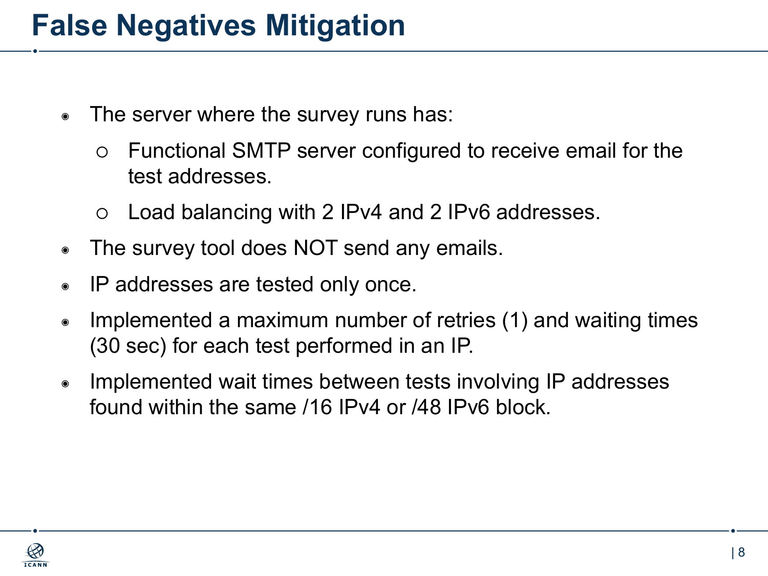# False Negatives Mitigation

- The server where the survey runs has:
  - Functional SMTP server configured to receive email for the test addresses.
  - Load balancing with 2 IPv4 and 2 IPv6 addresses.
- The survey tool does NOT send any emails.
- IP addresses are tested only once.
- Implemented a maximum number of retries (1) and waiting times (30 sec) for each test performed in an IP.
- Implemented wait times between tests involving IP addresses found within the same /16 IPv4 or /48 IPv6 block.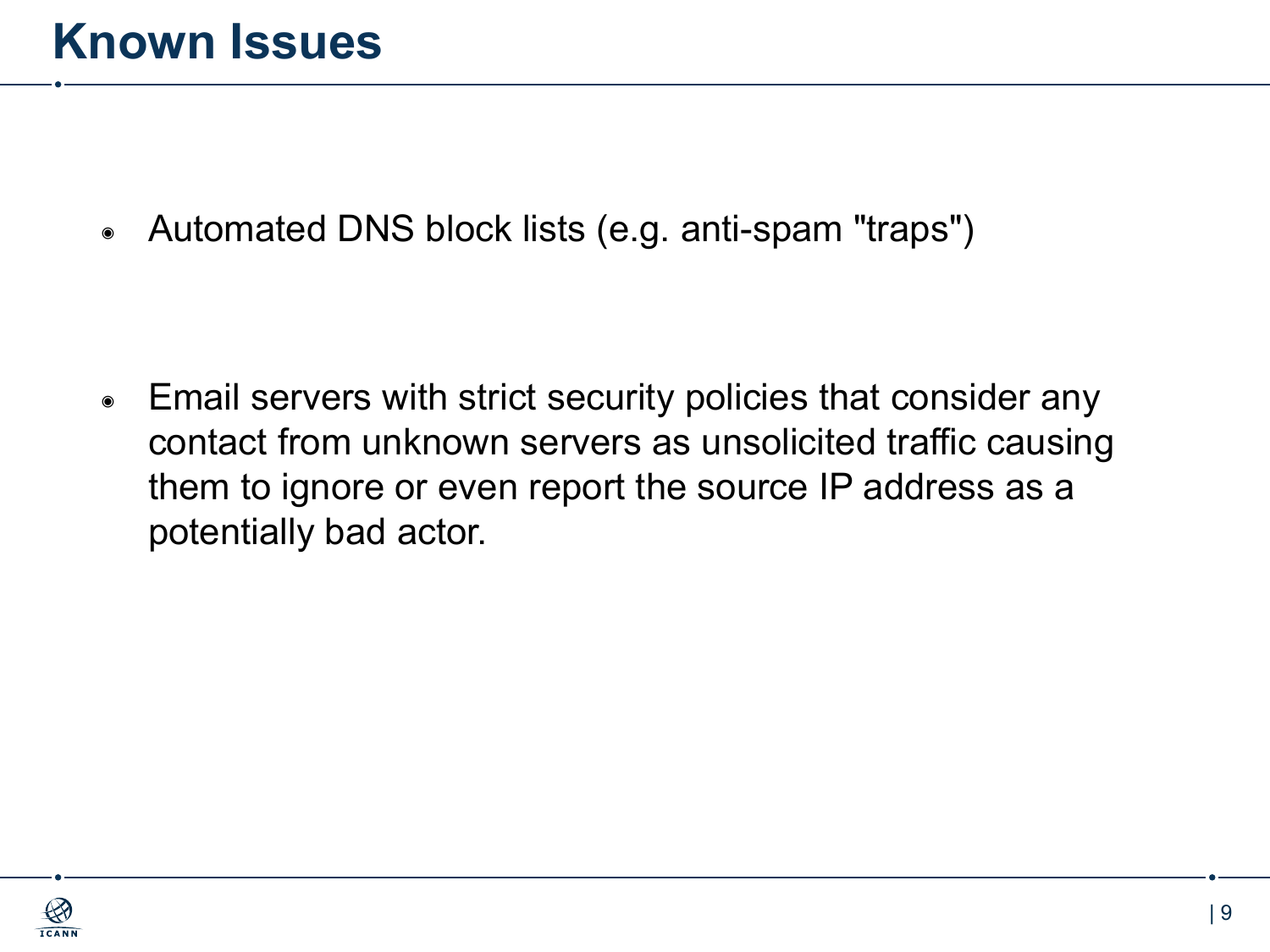# Known Issues

- Automated DNS block lists (e.g. anti-spam "traps")

- Email servers with strict security policies that consider any contact from unknown servers as unsolicited traffic causing them to ignore or even report the source IP address as a potentially bad actor.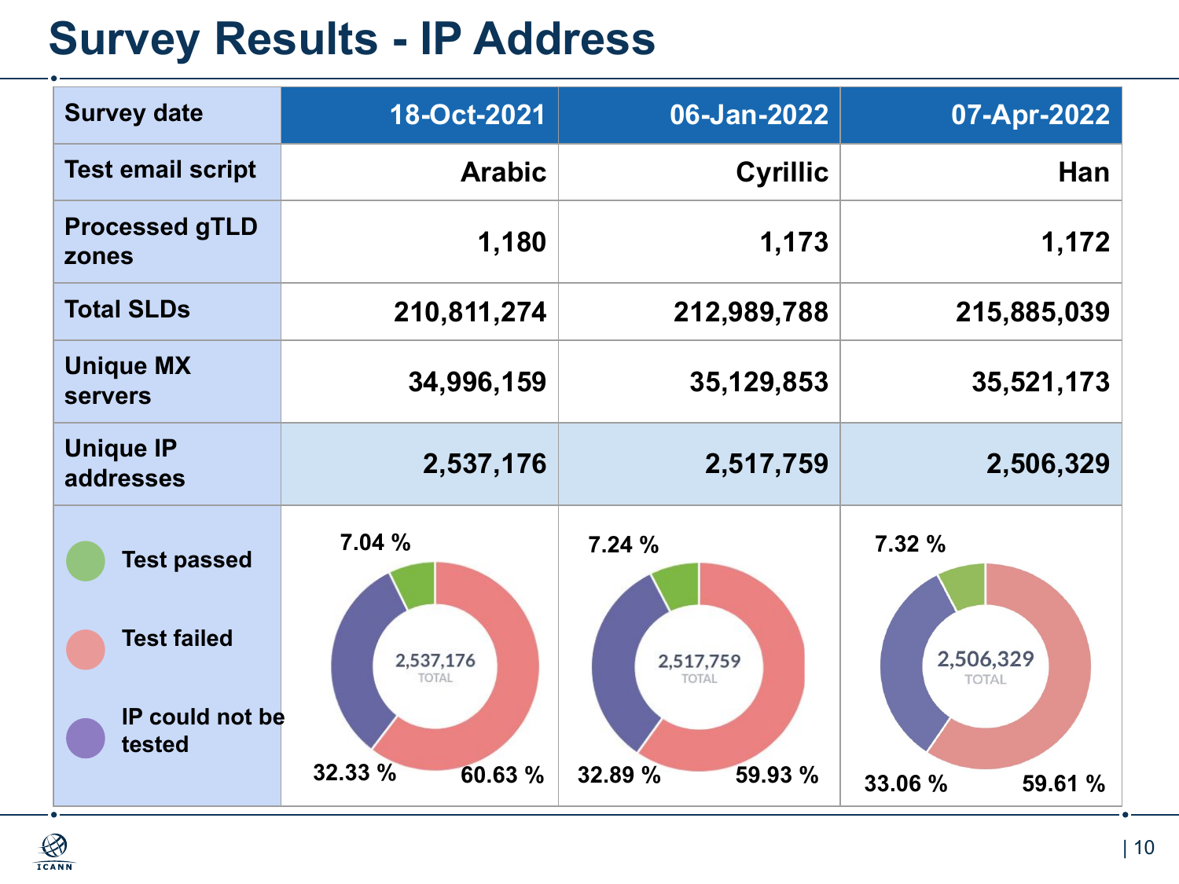# Survey Results - IP Address

| Survey date | 18-Oct-2021 | 06-Jan-2022 | 07-Apr-2022 |
| --- | --- | --- | --- |
| Test email script | Arabic | Cyrillic | Han |
| Processed gTLD zones | 1,180 | 1,173 | 1,172 |
| Total SLDs | 210,811,274 | 212,989,788 | 215,885,039 |
| Unique MX servers | 34,996,159 | 35,129,853 | 35,521,173 |
| Unique IP addresses | 2,537,176 | 2,517,759 | 2,506,329 |
| Test passed | 7.04 % | 7.24 % | 7.32 % |
| Test failed | 60.63 % | 59.93 % | 59.61 % |
| IP could not be tested | 32.33 % | 32.89 % | 33.06 % |
| TOTAL | 2,537,176 | 2,517,759 | 2,506,329 |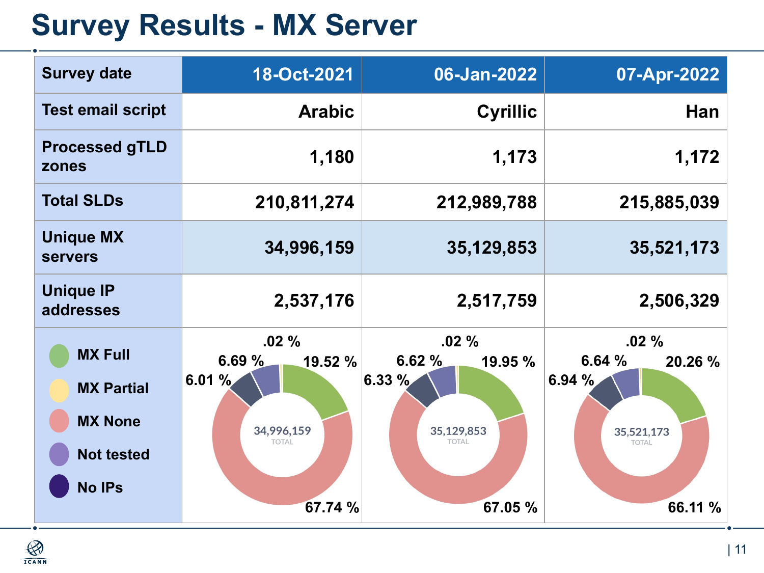# Survey Results - MX Server

| Survey date | 18-Oct-2021 | 06-Jan-2022 | 07-Apr-2022 |
|---|---|---|---|
| Test email script | Arabic | Cyrillic | Han |
| Processed gTLD zones | 1,180 | 1,173 | 1,172 |
| Total SLDs | 210,811,274 | 212,989,788 | 215,885,039 |
| Unique MX servers | 34,996,159 | 35,129,853 | 35,521,173 |
| Unique IP addresses | 2,537,176 | 2,517,759 | 2,506,329 |
| MX Full | 19.52 % | 19.95 % | 20.26 % |
| MX Partial | .02 % | .02 % | .02 % |
| MX None | 67.74 % | 67.05 % | 66.11 % |
| Not tested | 6.69 % | 6.62 % | 6.64 % |
| No IPs | 6.01 % | 6.33 % | 6.94 % |
| TOTAL | 34,996,159 | 35,129,853 | 35,521,173 |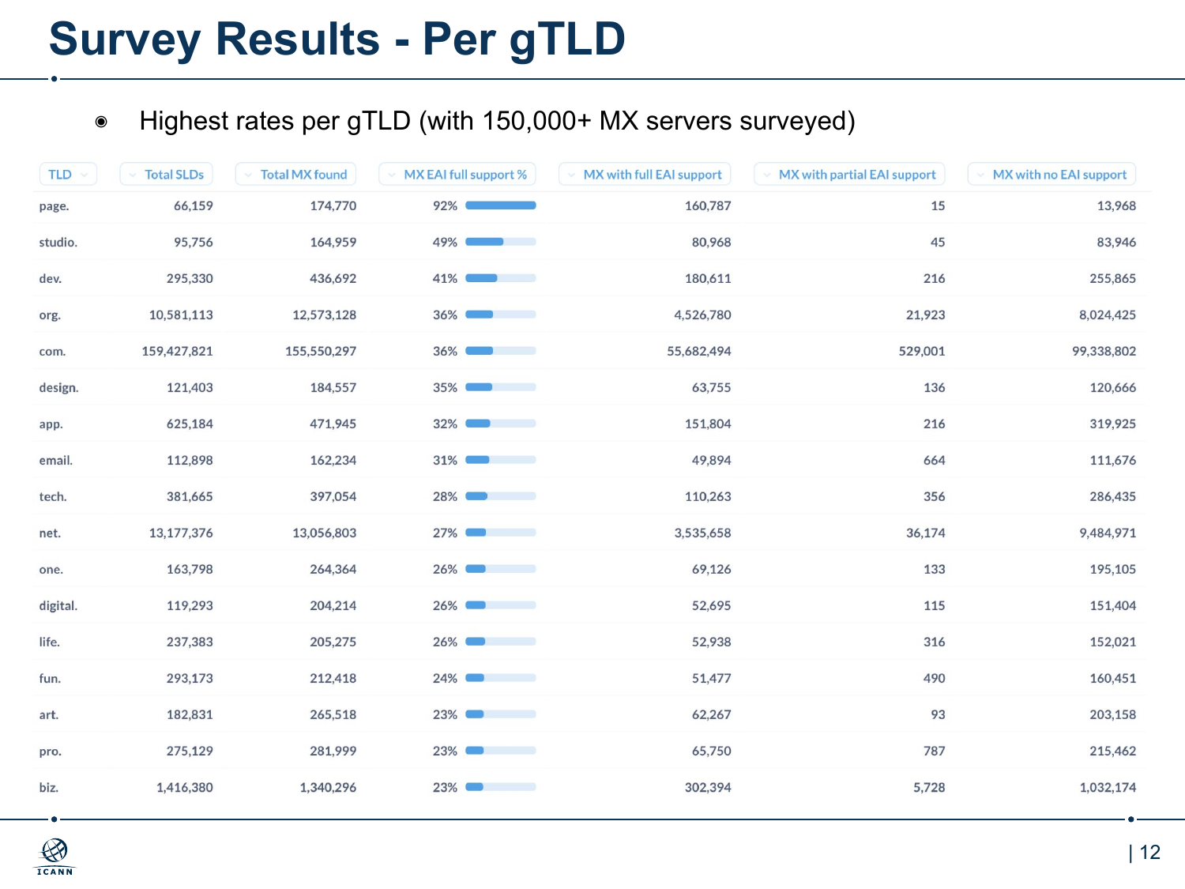# Survey Results - Per gTLD

- Highest rates per gTLD (with 150,000+ MX servers surveyed)

| TLD | Total SLDs | Total MX found | MX EAI full support % | MX with full EAI support | MX with partial EAI support | MX with no EAI support |
|---|---|---|---|---|---|---|
| page. | 66,159 | 174,770 | 92% | 160,787 | 15 | 13,968 |
| studio. | 95,756 | 164,959 | 49% | 80,968 | 45 | 83,946 |
| dev. | 295,330 | 436,692 | 41% | 180,611 | 216 | 255,865 |
| org. | 10,581,113 | 12,573,128 | 36% | 4,526,780 | 21,923 | 8,024,425 |
| com. | 159,427,821 | 155,550,297 | 36% | 55,682,494 | 529,001 | 99,338,802 |
| design. | 121,403 | 184,557 | 35% | 63,755 | 136 | 120,666 |
| app. | 625,184 | 471,945 | 32% | 151,804 | 216 | 319,925 |
| email. | 112,898 | 162,234 | 31% | 49,894 | 664 | 111,676 |
| tech. | 381,665 | 397,054 | 28% | 110,263 | 356 | 286,435 |
| net. | 13,177,376 | 13,056,803 | 27% | 3,535,658 | 36,174 | 9,484,971 |
| one. | 163,798 | 264,364 | 26% | 69,126 | 133 | 195,105 |
| digital. | 119,293 | 204,214 | 26% | 52,695 | 115 | 151,404 |
| life. | 237,383 | 205,275 | 26% | 52,938 | 316 | 152,021 |
| fun. | 293,173 | 212,418 | 24% | 51,477 | 490 | 160,451 |
| art. | 182,831 | 265,518 | 23% | 62,267 | 93 | 203,158 |
| pro. | 275,129 | 281,999 | 23% | 65,750 | 787 | 215,462 |
| biz. | 1,416,380 | 1,340,296 | 23% | 302,394 | 5,728 | 1,032,174 |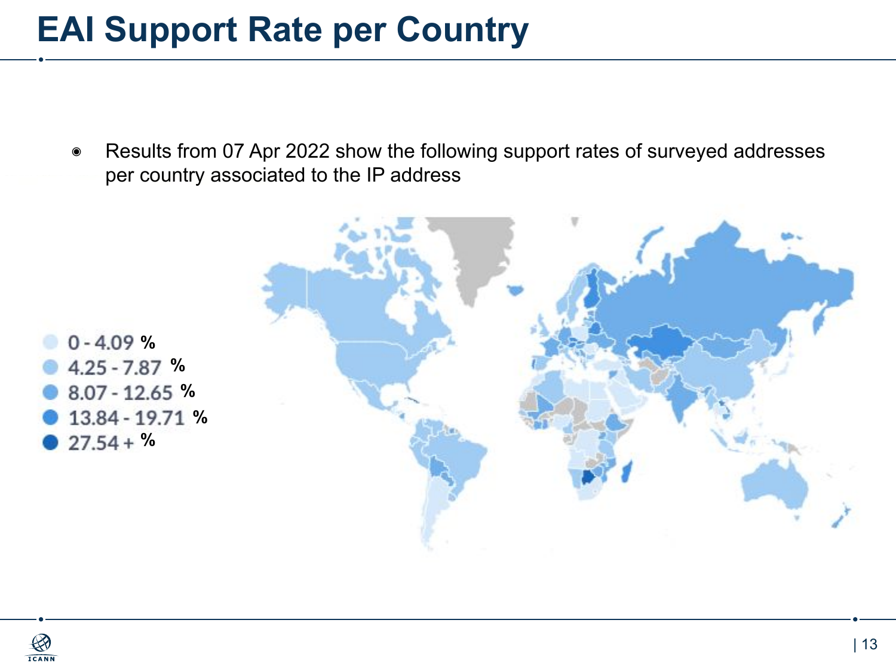# EAI Support Rate per Country

- Results from 07 Apr 2022 show the following support rates of surveyed addresses per country associated to the IP address

- 0 - 4.09 %
- 4.25 - 7.87 %
- 8.07 - 12.65 %
- 13.84 - 19.71 %
- 27.54 + %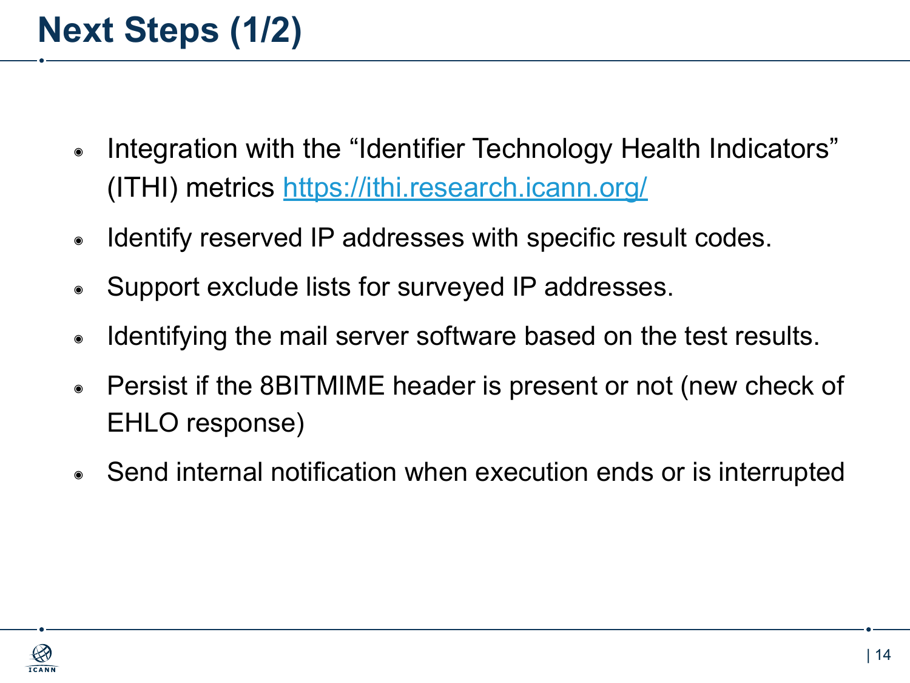# Next Steps (1/2)

- Integration with the "Identifier Technology Health Indicators" (ITHI) metrics https://ithi.research.icann.org/
- Identify reserved IP addresses with specific result codes.
- Support exclude lists for surveyed IP addresses.
- Identifying the mail server software based on the test results.
- Persist if the 8BITMIME header is present or not (new check of EHLO response)
- Send internal notification when execution ends or is interrupted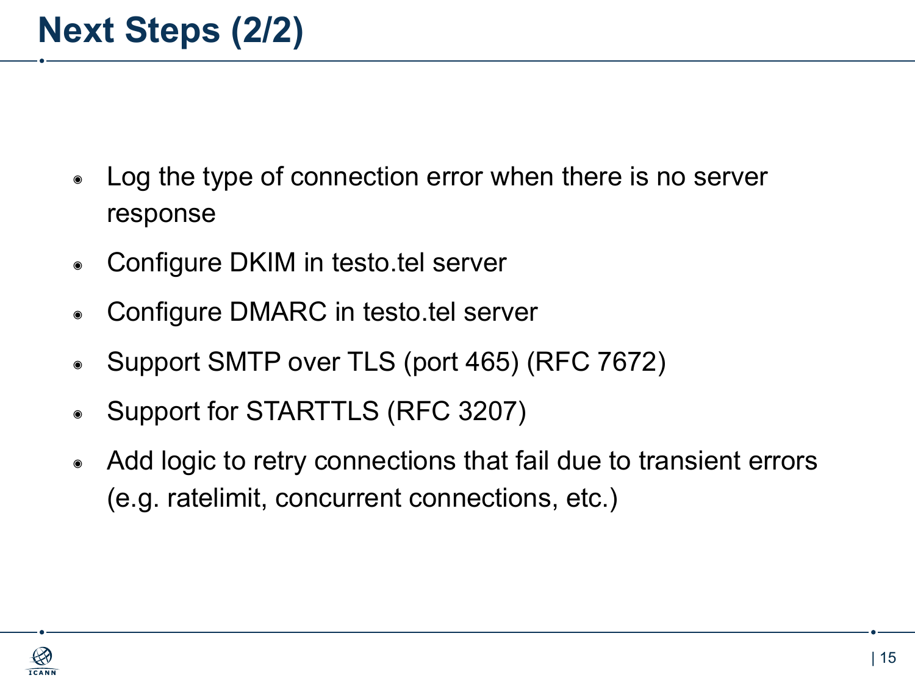# Next Steps (2/2)

- Log the type of connection error when there is no server response
- Configure DKIM in testo.tel server
- Configure DMARC in testo.tel server
- Support SMTP over TLS (port 465) (RFC 7672)
- Support for STARTTLS (RFC 3207)
- Add logic to retry connections that fail due to transient errors (e.g. ratelimit, concurrent connections, etc.)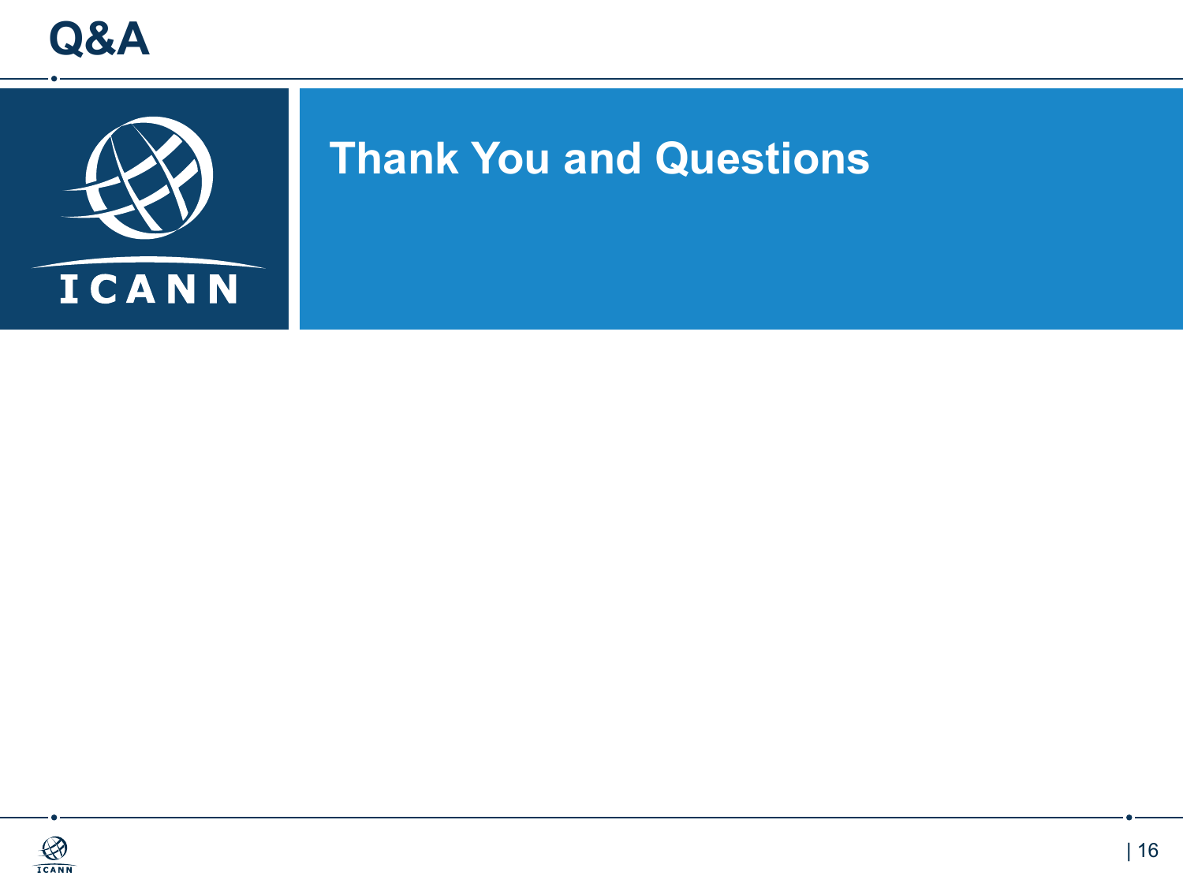# Q&A

ICANN

## Thank You and Questions